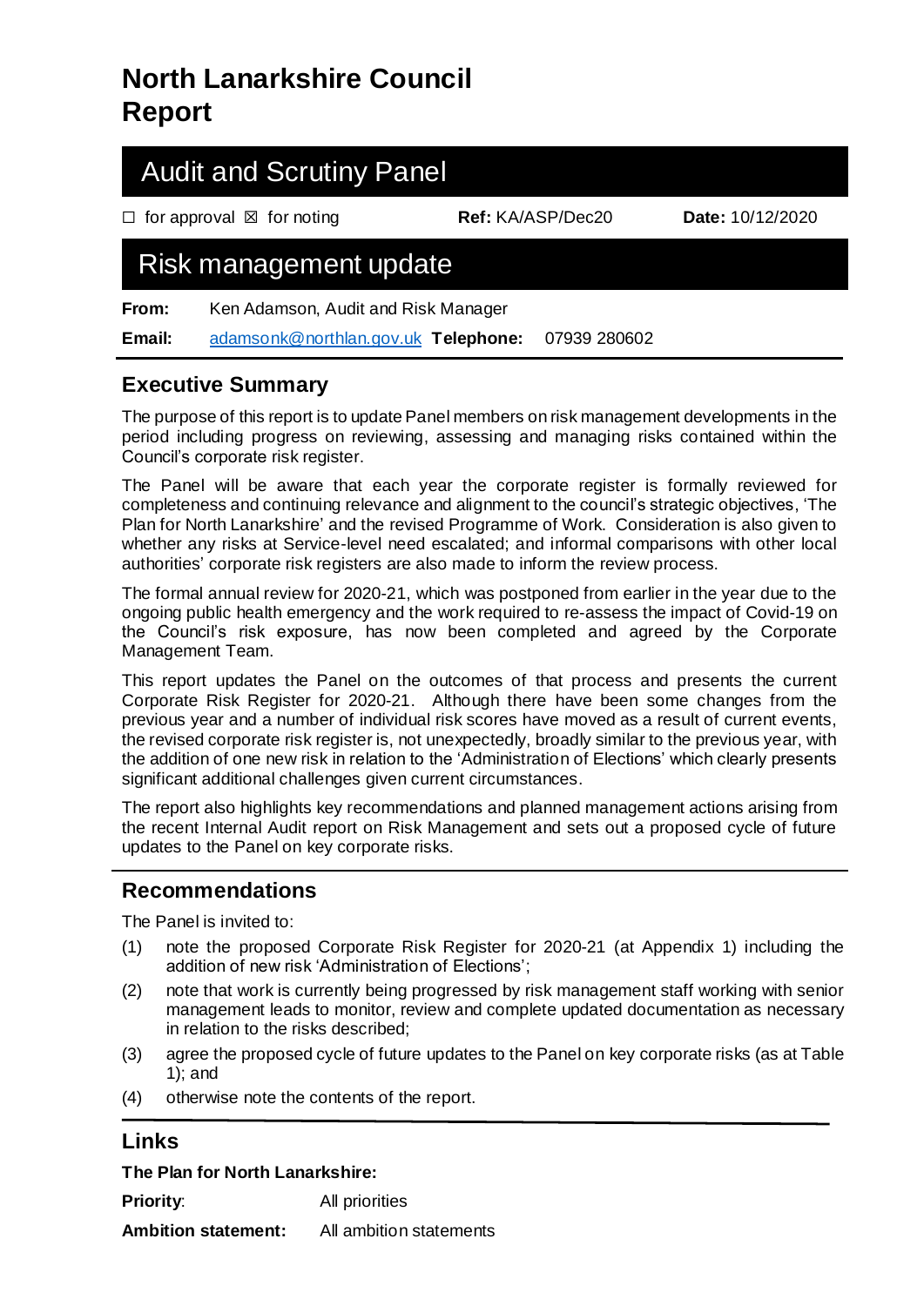# North Lanarkshire Council Report

## Audit and Scrutiny Panel

☐ for approval ☒ for noting **Ref:** KA/ASP/Dec20 **Date:** 10/12/2020

## Risk management update

**From:** Ken Adamson, Audit and Risk Manager

**Email:** adamsonk@northlan.gov.uk **Telephone:** 07939 280602

## Executive Summary

The purpose of this report is to update Panel members on risk management developments in the period including progress on reviewing, assessing and managing risks contained within the Council's corporate risk register.

The Panel will be aware that each year the corporate register is formally reviewed for completeness and continuing relevance and alignment to the council's strategic objectives, 'The Plan for North Lanarkshire' and the revised Programme of Work. Consideration is also given to whether any risks at Service-level need escalated; and informal comparisons with other local authorities' corporate risk registers are also made to inform the review process.

The formal annual review for 2020-21, which was postponed from earlier in the year due to the ongoing public health emergency and the work required to re-assess the impact of Covid-19 on the Council's risk exposure, has now been completed and agreed by the Corporate Management Team.

This report updates the Panel on the outcomes of that process and presents the current Corporate Risk Register for 2020-21. Although there have been some changes from the previous year and a number of individual risk scores have moved as a result of current events, the revised corporate risk register is, not unexpectedly, broadly similar to the previous year, with the addition of one new risk in relation to the 'Administration of Elections' which clearly presents significant additional challenges given current circumstances.

The report also highlights key recommendations and planned management actions arising from the recent Internal Audit report on Risk Management and sets out a proposed cycle of future updates to the Panel on key corporate risks.

## Recommendations

The Panel is invited to:

(1) note the proposed Corporate Risk Register for 2020-21 (at Appendix 1) including the addition of new risk 'Administration of Elections';

(2) note that work is currently being progressed by risk management staff working with senior management leads to monitor, review and complete updated documentation as necessary in relation to the risks described;

(3) agree the proposed cycle of future updates to the Panel on key corporate risks (as at Table 1); and

(4) otherwise note the contents of the report.

## Links

**The Plan for North Lanarkshire:**

**Priority**: All priorities

**Ambition statement:** All ambition statements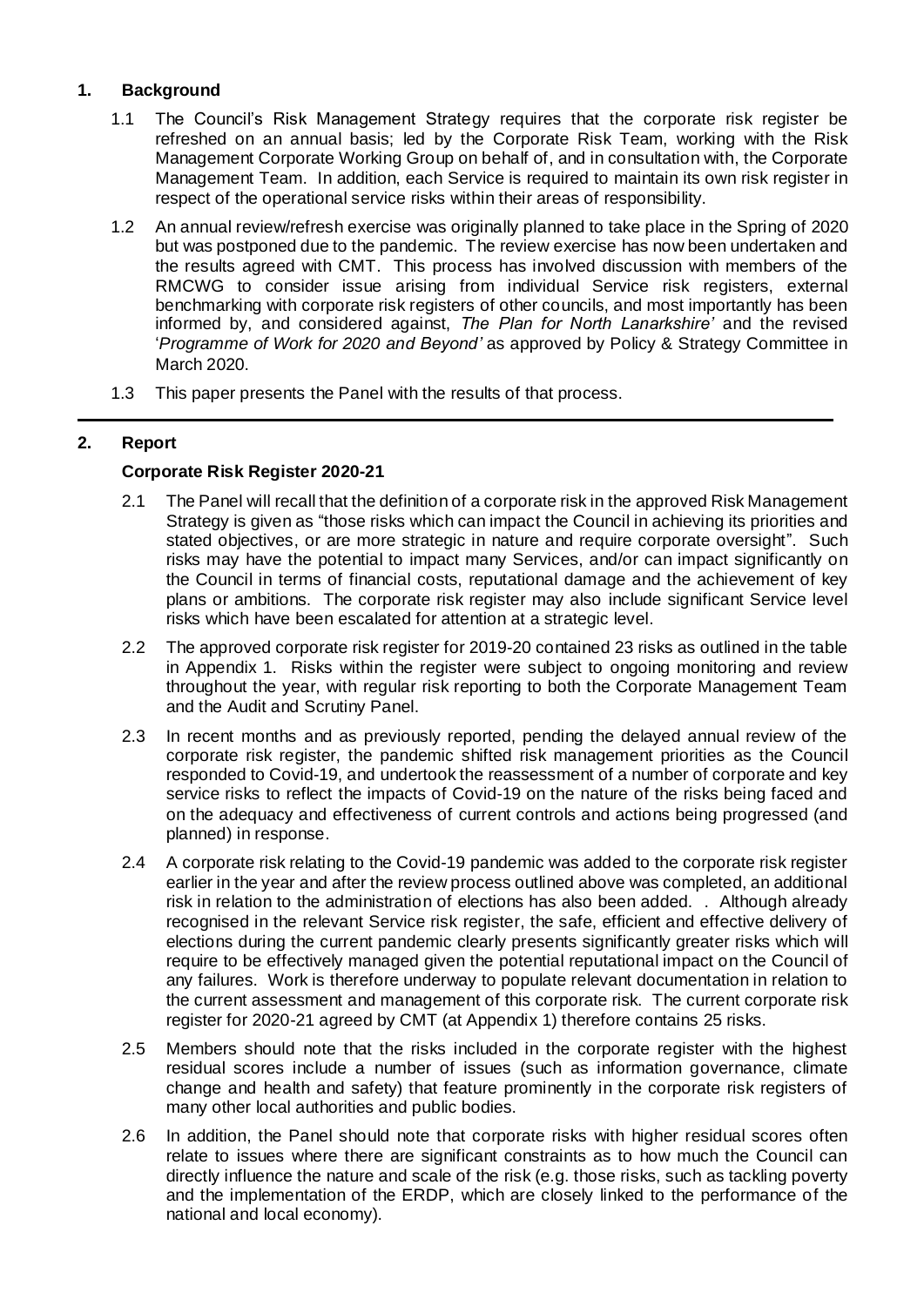## 1. Background

1.1 The Council's Risk Management Strategy requires that the corporate risk register be refreshed on an annual basis; led by the Corporate Risk Team, working with the Risk Management Corporate Working Group on behalf of, and in consultation with, the Corporate Management Team. In addition, each Service is required to maintain its own risk register in respect of the operational service risks within their areas of responsibility.

1.2 An annual review/refresh exercise was originally planned to take place in the Spring of 2020 but was postponed due to the pandemic. The review exercise has now been undertaken and the results agreed with CMT. This process has involved discussion with members of the RMCWG to consider issue arising from individual Service risk registers, external benchmarking with corporate risk registers of other councils, and most importantly has been informed by, and considered against, *The Plan for North Lanarkshire'* and the revised '*Programme of Work for 2020 and Beyond'* as approved by Policy & Strategy Committee in March 2020.

1.3 This paper presents the Panel with the results of that process.

## 2. Report

### Corporate Risk Register 2020-21

2.1 The Panel will recall that the definition of a corporate risk in the approved Risk Management Strategy is given as "those risks which can impact the Council in achieving its priorities and stated objectives, or are more strategic in nature and require corporate oversight". Such risks may have the potential to impact many Services, and/or can impact significantly on the Council in terms of financial costs, reputational damage and the achievement of key plans or ambitions. The corporate risk register may also include significant Service level risks which have been escalated for attention at a strategic level.

2.2 The approved corporate risk register for 2019-20 contained 23 risks as outlined in the table in Appendix 1. Risks within the register were subject to ongoing monitoring and review throughout the year, with regular risk reporting to both the Corporate Management Team and the Audit and Scrutiny Panel.

2.3 In recent months and as previously reported, pending the delayed annual review of the corporate risk register, the pandemic shifted risk management priorities as the Council responded to Covid-19, and undertook the reassessment of a number of corporate and key service risks to reflect the impacts of Covid-19 on the nature of the risks being faced and on the adequacy and effectiveness of current controls and actions being progressed (and planned) in response.

2.4 A corporate risk relating to the Covid-19 pandemic was added to the corporate risk register earlier in the year and after the review process outlined above was completed, an additional risk in relation to the administration of elections has also been added. . Although already recognised in the relevant Service risk register, the safe, efficient and effective delivery of elections during the current pandemic clearly presents significantly greater risks which will require to be effectively managed given the potential reputational impact on the Council of any failures. Work is therefore underway to populate relevant documentation in relation to the current assessment and management of this corporate risk. The current corporate risk register for 2020-21 agreed by CMT (at Appendix 1) therefore contains 25 risks.

2.5 Members should note that the risks included in the corporate register with the highest residual scores include a number of issues (such as information governance, climate change and health and safety) that feature prominently in the corporate risk registers of many other local authorities and public bodies.

2.6 In addition, the Panel should note that corporate risks with higher residual scores often relate to issues where there are significant constraints as to how much the Council can directly influence the nature and scale of the risk (e.g. those risks, such as tackling poverty and the implementation of the ERDP, which are closely linked to the performance of the national and local economy).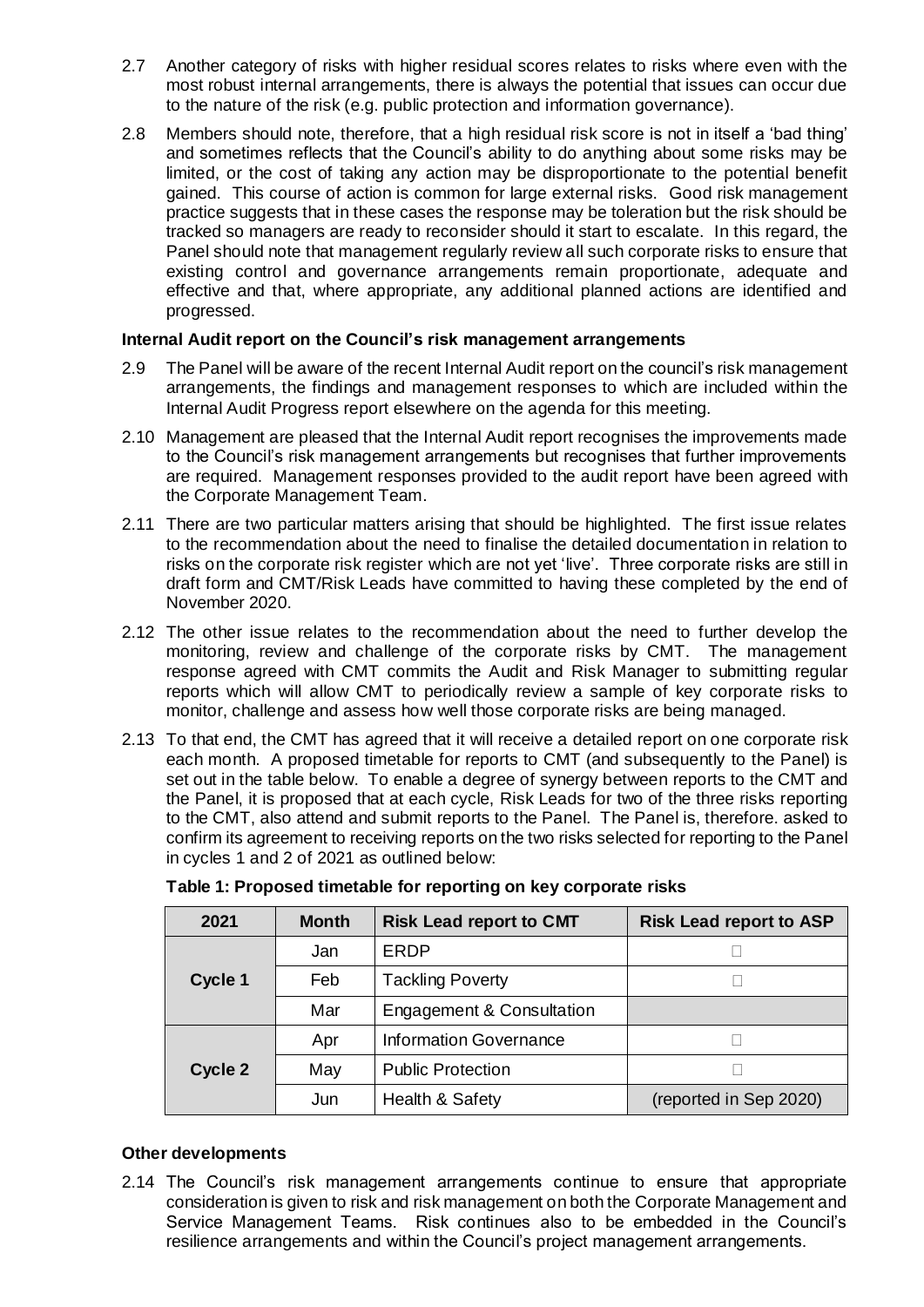2.7 Another category of risks with higher residual scores relates to risks where even with the most robust internal arrangements, there is always the potential that issues can occur due to the nature of the risk (e.g. public protection and information governance).

2.8 Members should note, therefore, that a high residual risk score is not in itself a 'bad thing' and sometimes reflects that the Council's ability to do anything about some risks may be limited, or the cost of taking any action may be disproportionate to the potential benefit gained. This course of action is common for large external risks. Good risk management practice suggests that in these cases the response may be toleration but the risk should be tracked so managers are ready to reconsider should it start to escalate. In this regard, the Panel should note that management regularly review all such corporate risks to ensure that existing control and governance arrangements remain proportionate, adequate and effective and that, where appropriate, any additional planned actions are identified and progressed.

**Internal Audit report on the Council's risk management arrangements**

2.9 The Panel will be aware of the recent Internal Audit report on the council's risk management arrangements, the findings and management responses to which are included within the Internal Audit Progress report elsewhere on the agenda for this meeting.

2.10 Management are pleased that the Internal Audit report recognises the improvements made to the Council's risk management arrangements but recognises that further improvements are required. Management responses provided to the audit report have been agreed with the Corporate Management Team.

2.11 There are two particular matters arising that should be highlighted. The first issue relates to the recommendation about the need to finalise the detailed documentation in relation to risks on the corporate risk register which are not yet 'live'. Three corporate risks are still in draft form and CMT/Risk Leads have committed to having these completed by the end of November 2020.

2.12 The other issue relates to the recommendation about the need to further develop the monitoring, review and challenge of the corporate risks by CMT. The management response agreed with CMT commits the Audit and Risk Manager to submitting regular reports which will allow CMT to periodically review a sample of key corporate risks to monitor, challenge and assess how well those corporate risks are being managed.

2.13 To that end, the CMT has agreed that it will receive a detailed report on one corporate risk each month. A proposed timetable for reports to CMT (and subsequently to the Panel) is set out in the table below. To enable a degree of synergy between reports to the CMT and the Panel, it is proposed that at each cycle, Risk Leads for two of the three risks reporting to the CMT, also attend and submit reports to the Panel. The Panel is, therefore. asked to confirm its agreement to receiving reports on the two risks selected for reporting to the Panel in cycles 1 and 2 of 2021 as outlined below:

**Table 1: Proposed timetable for reporting on key corporate risks**

| 2021 | Month | Risk Lead report to CMT | Risk Lead report to ASP |
|---|---|---|---|
| **Cycle 1** | Jan | ERDP | □ |
| | Feb | Tackling Poverty | □ |
| | Mar | Engagement & Consultation | |
| **Cycle 2** | Apr | Information Governance | □ |
| | May | Public Protection | □ |
| | Jun | Health & Safety | (reported in Sep 2020) |

**Other developments**

2.14 The Council's risk management arrangements continue to ensure that appropriate consideration is given to risk and risk management on both the Corporate Management and Service Management Teams. Risk continues also to be embedded in the Council's resilience arrangements and within the Council's project management arrangements.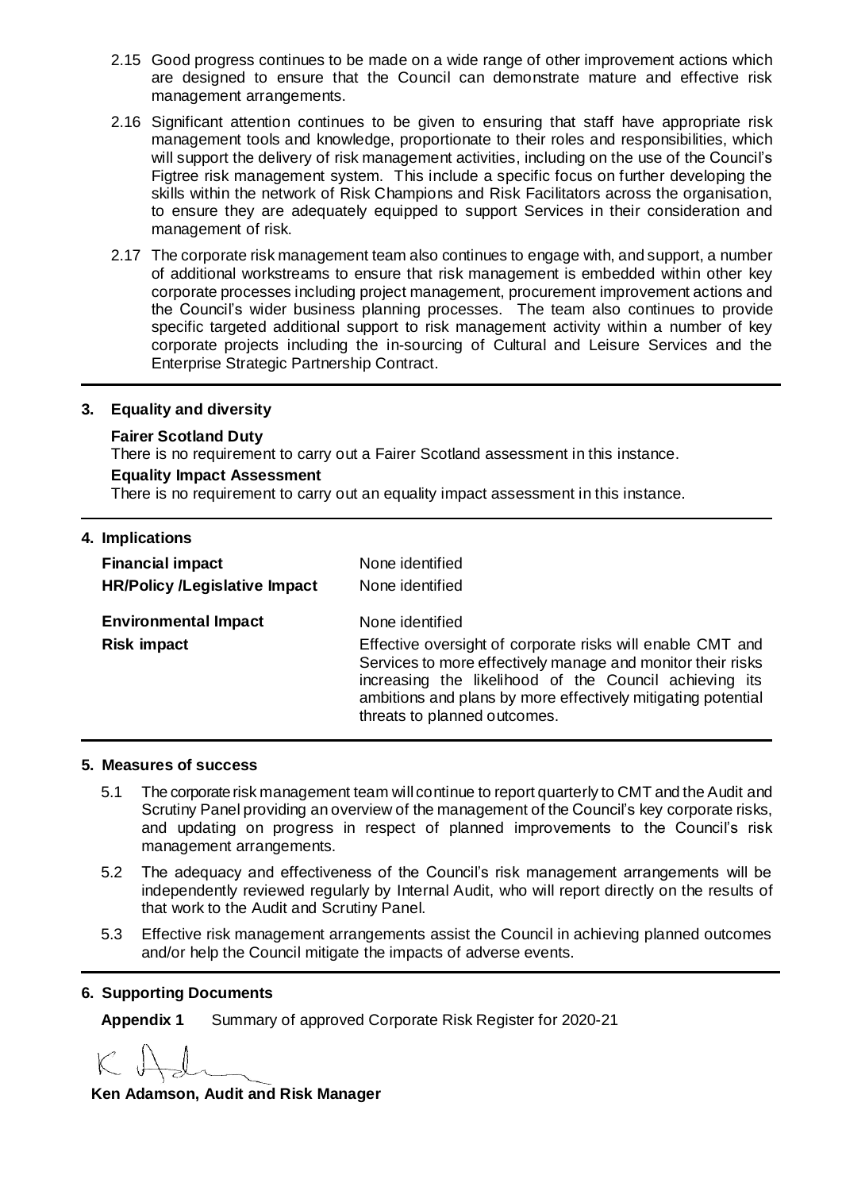2.15 Good progress continues to be made on a wide range of other improvement actions which are designed to ensure that the Council can demonstrate mature and effective risk management arrangements.

2.16 Significant attention continues to be given to ensuring that staff have appropriate risk management tools and knowledge, proportionate to their roles and responsibilities, which will support the delivery of risk management activities, including on the use of the Council's Figtree risk management system. This include a specific focus on further developing the skills within the network of Risk Champions and Risk Facilitators across the organisation, to ensure they are adequately equipped to support Services in their consideration and management of risk.

2.17 The corporate risk management team also continues to engage with, and support, a number of additional workstreams to ensure that risk management is embedded within other key corporate processes including project management, procurement improvement actions and the Council's wider business planning processes. The team also continues to provide specific targeted additional support to risk management activity within a number of key corporate projects including the in-sourcing of Cultural and Leisure Services and the Enterprise Strategic Partnership Contract.

## 3. Equality and diversity

**Fairer Scotland Duty**

There is no requirement to carry out a Fairer Scotland assessment in this instance.

**Equality Impact Assessment**

There is no requirement to carry out an equality impact assessment in this instance.

## 4. Implications

| | |
|---|---|
| **Financial impact** | None identified |
| **HR/Policy /Legislative Impact** | None identified |
| **Environmental Impact** | None identified |
| **Risk impact** | Effective oversight of corporate risks will enable CMT and Services to more effectively manage and monitor their risks increasing the likelihood of the Council achieving its ambitions and plans by more effectively mitigating potential threats to planned outcomes. |

## 5. Measures of success

5.1 The corporate risk management team will continue to report quarterly to CMT and the Audit and Scrutiny Panel providing an overview of the management of the Council's key corporate risks, and updating on progress in respect of planned improvements to the Council's risk management arrangements.

5.2 The adequacy and effectiveness of the Council's risk management arrangements will be independently reviewed regularly by Internal Audit, who will report directly on the results of that work to the Audit and Scrutiny Panel.

5.3 Effective risk management arrangements assist the Council in achieving planned outcomes and/or help the Council mitigate the impacts of adverse events.

## 6. Supporting Documents

**Appendix 1** Summary of approved Corporate Risk Register for 2020-21

**Ken Adamson, Audit and Risk Manager**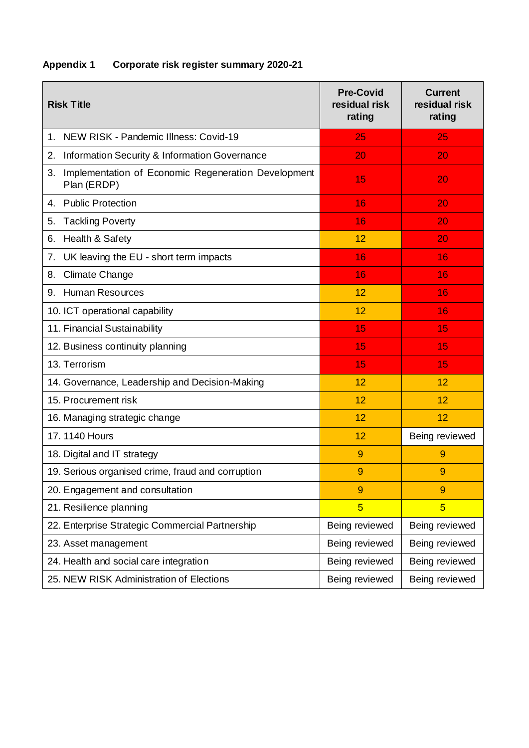**Appendix 1 Corporate risk register summary 2020-21**

| Risk Title | Pre-Covid residual risk rating | Current residual risk rating |
|---|---|---|
| 1. NEW RISK - Pandemic Illness: Covid-19 | 25 | 25 |
| 2. Information Security & Information Governance | 20 | 20 |
| 3. Implementation of Economic Regeneration Development Plan (ERDP) | 15 | 20 |
| 4. Public Protection | 16 | 20 |
| 5. Tackling Poverty | 16 | 20 |
| 6. Health & Safety | 12 | 20 |
| 7. UK leaving the EU - short term impacts | 16 | 16 |
| 8. Climate Change | 16 | 16 |
| 9. Human Resources | 12 | 16 |
| 10. ICT operational capability | 12 | 16 |
| 11. Financial Sustainability | 15 | 15 |
| 12. Business continuity planning | 15 | 15 |
| 13. Terrorism | 15 | 15 |
| 14. Governance, Leadership and Decision-Making | 12 | 12 |
| 15. Procurement risk | 12 | 12 |
| 16. Managing strategic change | 12 | 12 |
| 17. 1140 Hours | 12 | Being reviewed |
| 18. Digital and IT strategy | 9 | 9 |
| 19. Serious organised crime, fraud and corruption | 9 | 9 |
| 20. Engagement and consultation | 9 | 9 |
| 21. Resilience planning | 5 | 5 |
| 22. Enterprise Strategic Commercial Partnership | Being reviewed | Being reviewed |
| 23. Asset management | Being reviewed | Being reviewed |
| 24. Health and social care integration | Being reviewed | Being reviewed |
| 25. NEW RISK Administration of Elections | Being reviewed | Being reviewed |